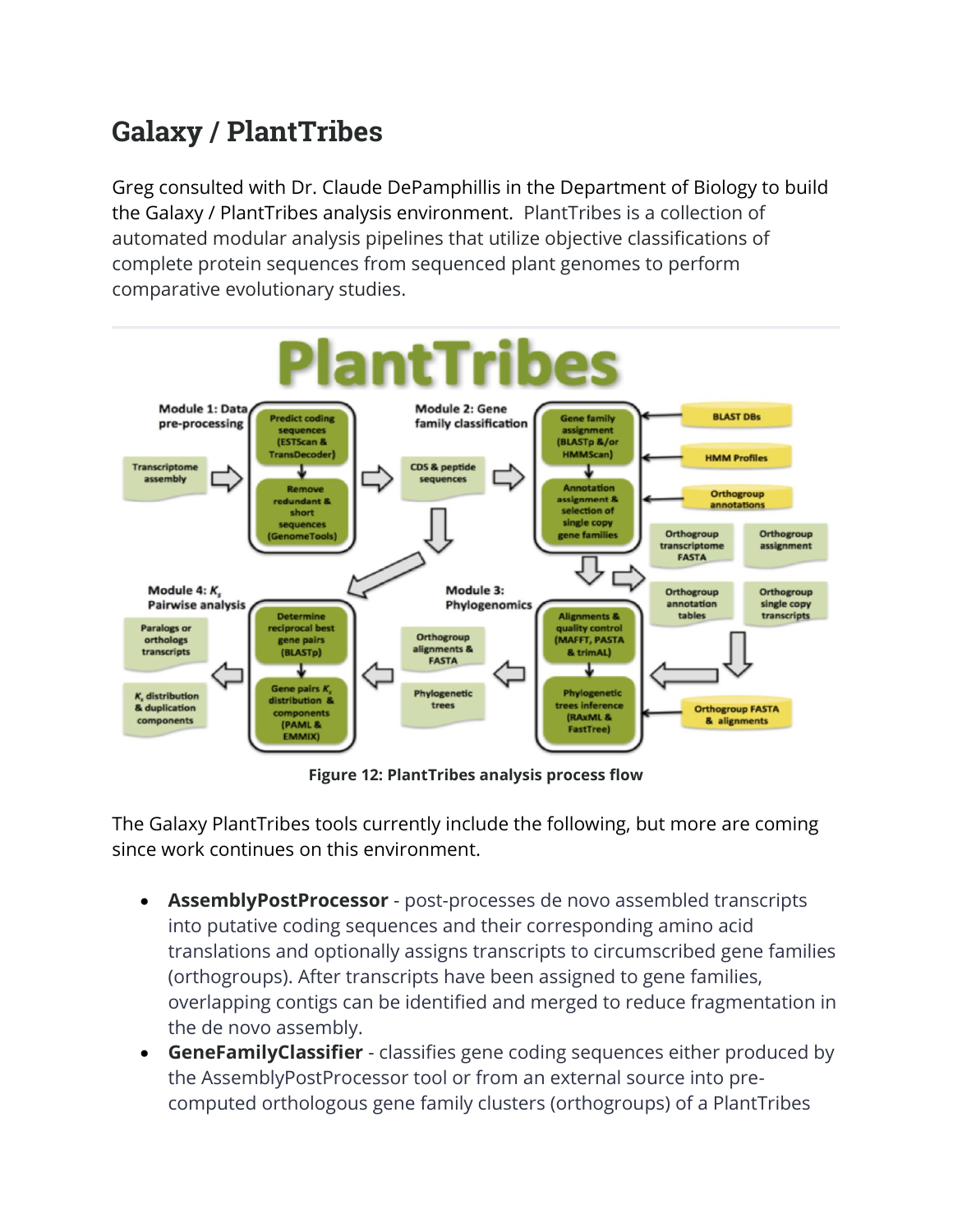## Galaxy / PlantTribes

Greg consulted with Dr. Claude DePamphillis in the Department of Biology to build the Galaxy / PlantTribes analysis environment. PlantTribes is a collection of automated modular analysis pipelines that utilize objective classifications of complete protein sequences from sequenced plant genomes to perform comparative evolutionary studies.

**Figure 12: PlantTribes analysis process flow**

The Galaxy PlantTribes tools currently include the following, but more are coming since work continues on this environment.

- **AssemblyPostProcessor** - post-processes de novo assembled transcripts into putative coding sequences and their corresponding amino acid translations and optionally assigns transcripts to circumscribed gene families (orthogroups). After transcripts have been assigned to gene families, overlapping contigs can be identified and merged to reduce fragmentation in the de novo assembly.
- **GeneFamilyClassifier** - classifies gene coding sequences either produced by the AssemblyPostProcessor tool or from an external source into pre-computed orthologous gene family clusters (orthogroups) of a PlantTribes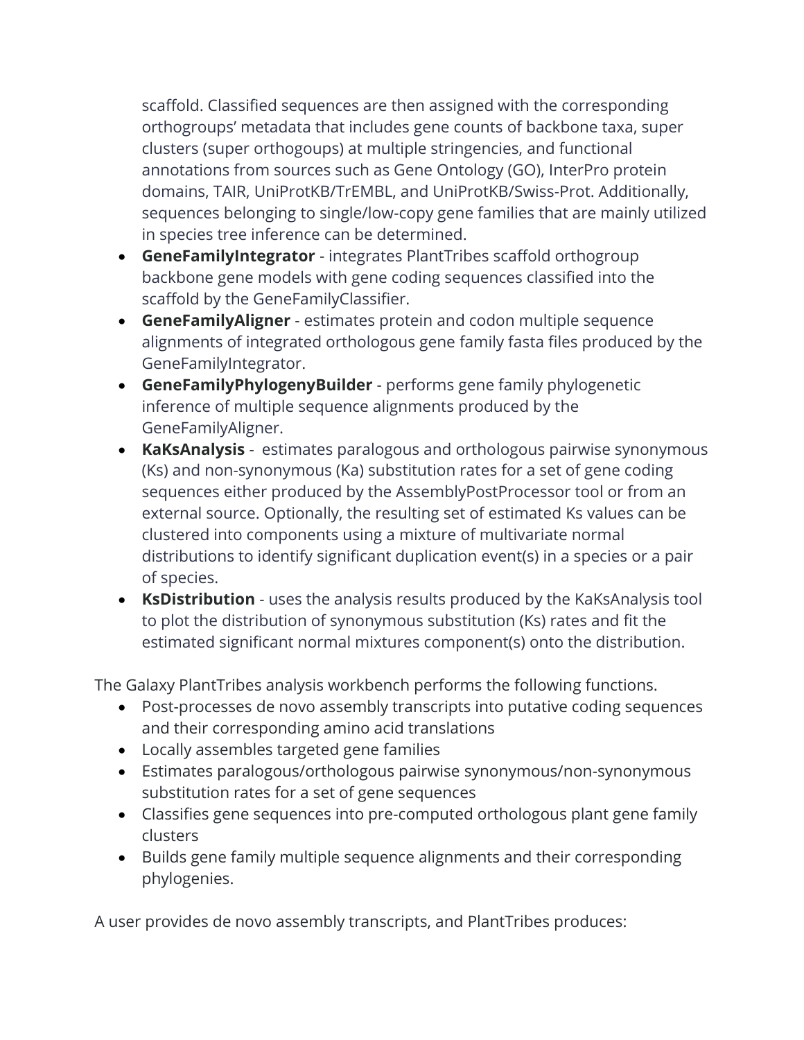scaffold. Classified sequences are then assigned with the corresponding orthogroups' metadata that includes gene counts of backbone taxa, super clusters (super orthogoups) at multiple stringencies, and functional annotations from sources such as Gene Ontology (GO), InterPro protein domains, TAIR, UniProtKB/TrEMBL, and UniProtKB/Swiss-Prot. Additionally, sequences belonging to single/low-copy gene families that are mainly utilized in species tree inference can be determined.

- **GeneFamilyIntegrator** - integrates PlantTribes scaffold orthogroup backbone gene models with gene coding sequences classified into the scaffold by the GeneFamilyClassifier.
- **GeneFamilyAligner** - estimates protein and codon multiple sequence alignments of integrated orthologous gene family fasta files produced by the GeneFamilyIntegrator.
- **GeneFamilyPhylogenyBuilder** - performs gene family phylogenetic inference of multiple sequence alignments produced by the GeneFamilyAligner.
- **KaKsAnalysis** - estimates paralogous and orthologous pairwise synonymous (Ks) and non-synonymous (Ka) substitution rates for a set of gene coding sequences either produced by the AssemblyPostProcessor tool or from an external source. Optionally, the resulting set of estimated Ks values can be clustered into components using a mixture of multivariate normal distributions to identify significant duplication event(s) in a species or a pair of species.
- **KsDistribution** - uses the analysis results produced by the KaKsAnalysis tool to plot the distribution of synonymous substitution (Ks) rates and fit the estimated significant normal mixtures component(s) onto the distribution.

The Galaxy PlantTribes analysis workbench performs the following functions.

- Post-processes de novo assembly transcripts into putative coding sequences and their corresponding amino acid translations
- Locally assembles targeted gene families
- Estimates paralogous/orthologous pairwise synonymous/non-synonymous substitution rates for a set of gene sequences
- Classifies gene sequences into pre-computed orthologous plant gene family clusters
- Builds gene family multiple sequence alignments and their corresponding phylogenies.

A user provides de novo assembly transcripts, and PlantTribes produces: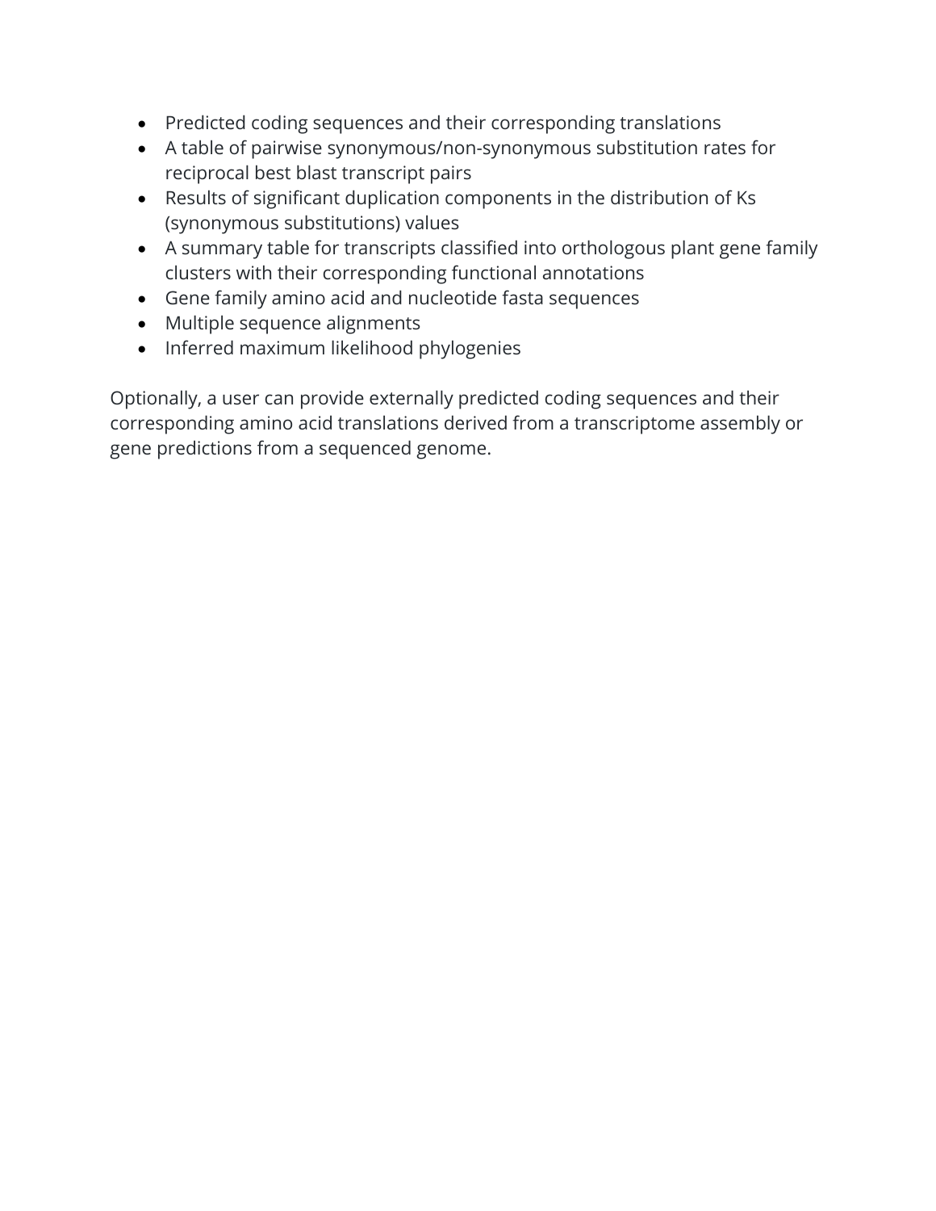- Predicted coding sequences and their corresponding translations
- A table of pairwise synonymous/non-synonymous substitution rates for reciprocal best blast transcript pairs
- Results of significant duplication components in the distribution of Ks (synonymous substitutions) values
- A summary table for transcripts classified into orthologous plant gene family clusters with their corresponding functional annotations
- Gene family amino acid and nucleotide fasta sequences
- Multiple sequence alignments
- Inferred maximum likelihood phylogenies

Optionally, a user can provide externally predicted coding sequences and their corresponding amino acid translations derived from a transcriptome assembly or gene predictions from a sequenced genome.